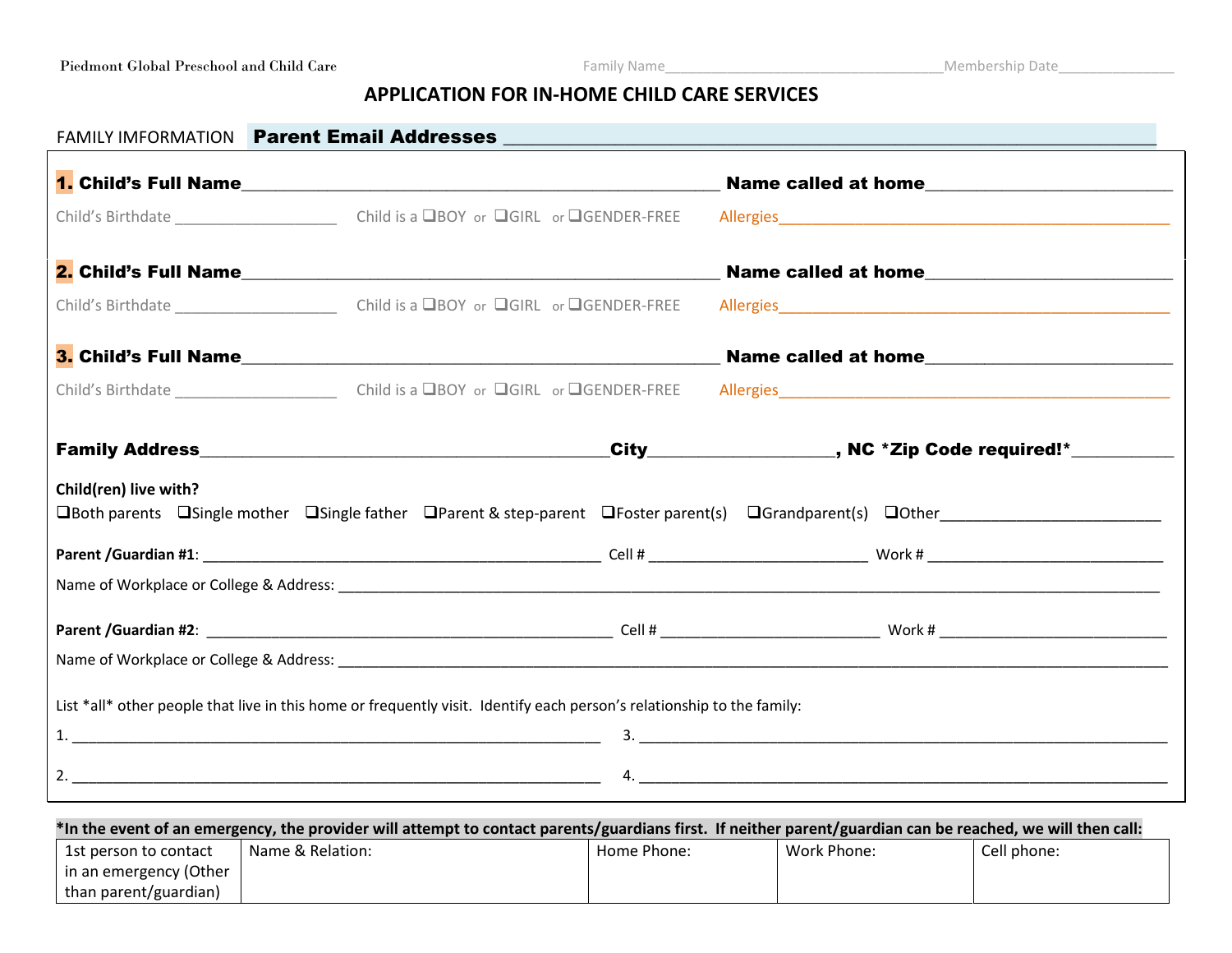Piedmont Global Preschool and Child Care    Family Name___________________________Membership Date______________

# APPLICATION FOR IN-HOME CHILD CARE SERVICES

FAMILY IMFORMATION **Parent Email Addresses** ____________________________________________________________

**1. Child's Full Name**_____________________________________________ **Name called at home**______________________

Child's Birthdate ________________ Child is a ❑BOY or ❑GIRL or ❑GENDER-FREE Allergies______________________________________

**2. Child's Full Name**_____________________________________________ **Name called at home**______________________

Child's Birthdate ________________ Child is a ❑BOY or ❑GIRL or ❑GENDER-FREE Allergies______________________________________

**3. Child's Full Name**_____________________________________________ **Name called at home**______________________

Child's Birthdate ________________ Child is a ❑BOY or ❑GIRL or ❑GENDER-FREE Allergies______________________________________

**Family Address**______________________________________**City**________________, **NC \*Zip Code required!\***__________

**Child(ren) live with?**

❑Both parents ❑Single mother ❑Single father ❑Parent & step-parent ❑Foster parent(s) ❑Grandparent(s) ❑Other_____________________

**Parent /Guardian #1**: _____________________________________________ Cell # _______________________ Work # _________________________

Name of Workplace or College & Address: ___________________________________________________________________________________

**Parent /Guardian #2**: _____________________________________________ Cell # _______________________ Work # _________________________

Name of Workplace or College & Address: ___________________________________________________________________________________

List *all* other people that live in this home or frequently visit. Identify each person's relationship to the family:

1. _________________________________________________________ 3. _________________________________________________________

2. _________________________________________________________ 4. _________________________________________________________

**\*In the event of an emergency, the provider will attempt to contact parents/guardians first. If neither parent/guardian can be reached, we will then call:**

| 1st person to contact in an emergency (Other than parent/guardian) | Name & Relation: | Home Phone: | Work Phone: | Cell phone: |
|---|---|---|---|---|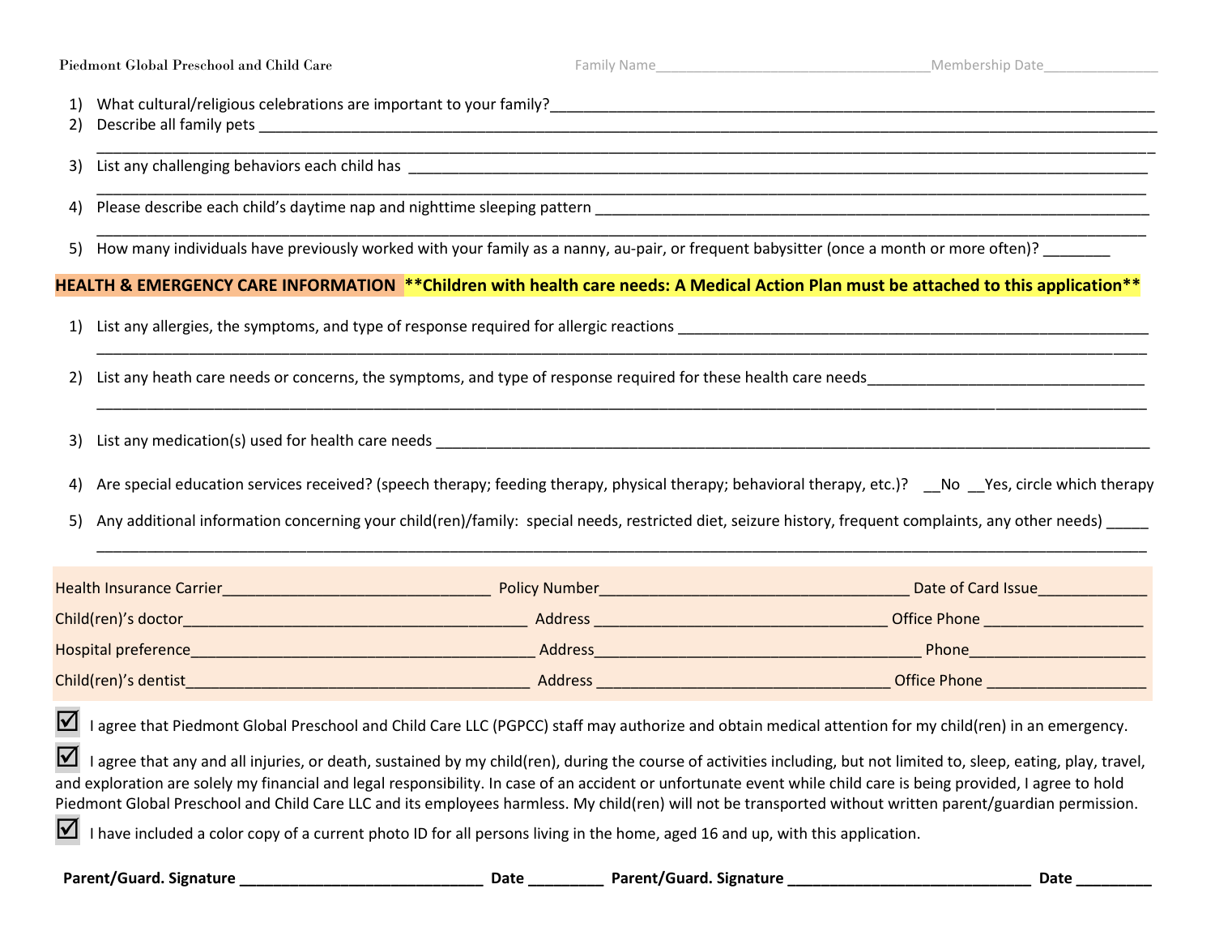Piedmont Global Preschool and Child Care

Family Name___________________________________Membership Date_______________

1) What cultural/religious celebrations are important to your family?_____________________________________________________________________________
2) Describe all family pets ___________________________________________________________________________________________________________
   _____________________________________________________________________________________________________________________________________
3) List any challenging behaviors each child has ____________________________________________________________________________________________
   _____________________________________________________________________________________________________________________________________
4) Please describe each child's daytime nap and nighttime sleeping pattern ___________________________________________________________________________
   _____________________________________________________________________________________________________________________________________
5) How many individuals have previously worked with your family as a nanny, au-pair, or frequent babysitter (once a month or more often)? ________

## HEALTH & EMERGENCY CARE INFORMATION **Children with health care needs: A Medical Action Plan must be attached to this application**

1) List any allergies, the symptoms, and type of response required for allergic reactions ____________________________________________________________
   _____________________________________________________________________________________________________________________________________
2) List any heath care needs or concerns, the symptoms, and type of response required for these health care needs__________________________________
   _____________________________________________________________________________________________________________________________________
3) List any medication(s) used for health care needs ________________________________________________________________________________________
4) Are special education services received? (speech therapy; feeding therapy, physical therapy; behavioral therapy, etc.)? __No __Yes, circle which therapy
5) Any additional information concerning your child(ren)/family: special needs, restricted diet, seizure history, frequent complaints, any other needs) _____
   _____________________________________________________________________________________________________________________________________

Health Insurance Carrier________________________________ Policy Number_____________________________________ Date of Card Issue_____________

Child(ren)'s doctor_________________________________________ Address ___________________________________ Office Phone ___________________

Hospital preference_________________________________________ Address______________________________________ Phone_____________________

Child(ren)'s dentist_________________________________________ Address ___________________________________ Office Phone ___________________

☑ I agree that Piedmont Global Preschool and Child Care LLC (PGPCC) staff may authorize and obtain medical attention for my child(ren) in an emergency.

☑ I agree that any and all injuries, or death, sustained by my child(ren), during the course of activities including, but not limited to, sleep, eating, play, travel, and exploration are solely my financial and legal responsibility. In case of an accident or unfortunate event while child care is being provided, I agree to hold Piedmont Global Preschool and Child Care LLC and its employees harmless. My child(ren) will not be transported without written parent/guardian permission.

☑ I have included a color copy of a current photo ID for all persons living in the home, aged 16 and up, with this application.

**Parent/Guard. Signature _____________________________ Date ________ Parent/Guard. Signature _____________________________ Date ________**